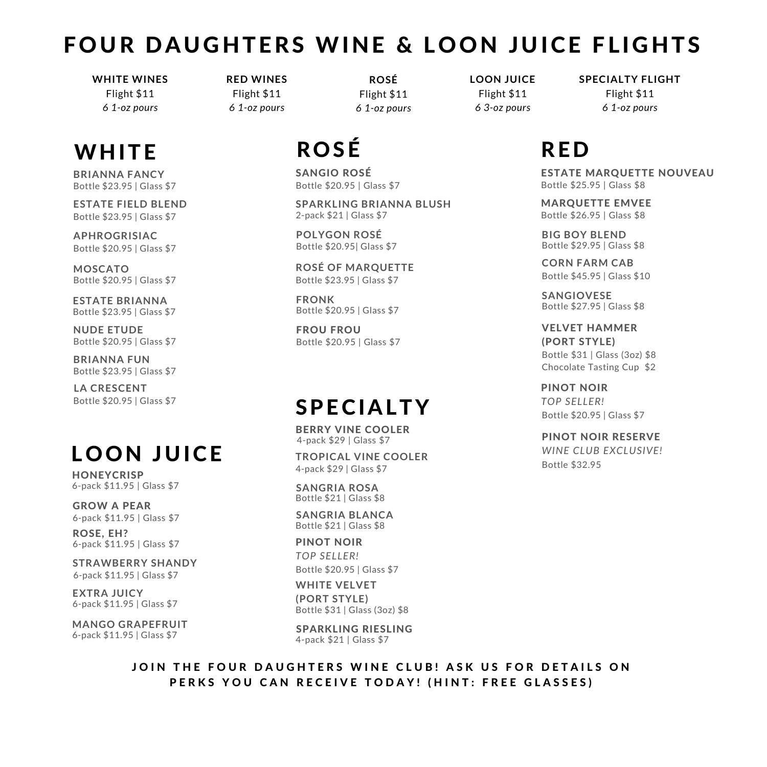# FOUR DAUGHTERS WINE & LOON JUICE FLIGHTS

| WHITE WINES | RED WINES | ROSÉ | LOON JUICE | SPECIALTY FLIGHT |
|---|---|---|---|---|
| Flight $11 | Flight $11 | Flight $11 | Flight $11 | Flight $11 |
| *6 1-oz pours* | *6 1-oz pours* | *6 1-oz pours* | *6 3-oz pours* | *6 1-oz pours* |

## WHITE

**BRIANNA FANCY**
Bottle $23.95 | Glass $7

**ESTATE FIELD BLEND**
Bottle $23.95 | Glass $7

**APHROGRISIAC**
Bottle $20.95 | Glass $7

**MOSCATO**
Bottle $20.95 | Glass $7

**ESTATE BRIANNA**
Bottle $23.95 | Glass $7

**NUDE ETUDE**
Bottle $20.95 | Glass $7

**BRIANNA FUN**
Bottle $23.95 | Glass $7

**LA CRESCENT**
Bottle $20.95 | Glass $7

## LOON JUICE

**HONEYCRISP**
6-pack $11.95 | Glass $7

**GROW A PEAR**
6-pack $11.95 | Glass $7

**ROSE, EH?**
6-pack $11.95 | Glass $7

**STRAWBERRY SHANDY**
6-pack $11.95 | Glass $7

**EXTRA JUICY**
6-pack $11.95 | Glass $7

**MANGO GRAPEFRUIT**
6-pack $11.95 | Glass $7

## ROSÉ

**SANGIO ROSÉ**
Bottle $20.95 | Glass $7

**SPARKLING BRIANNA BLUSH**
2-pack $21 | Glass $7

**POLYGON ROSÉ**
Bottle $20.95| Glass $7

**ROSÉ OF MARQUETTE**
Bottle $23.95 | Glass $7

**FRONK**
Bottle $20.95 | Glass $7

**FROU FROU**
Bottle $20.95 | Glass $7

## SPECIALTY

**BERRY VINE COOLER**
4-pack $29 | Glass $7

**TROPICAL VINE COOLER**
4-pack $29 | Glass $7

**SANGRIA ROSA**
Bottle $21 | Glass $8

**SANGRIA BLANCA**
Bottle $21 | Glass $8

**PINOT NOIR**
*TOP SELLER!*
Bottle $20.95 | Glass $7

**WHITE VELVET (PORT STYLE)**
Bottle $31 | Glass (3oz) $8

**SPARKLING RIESLING**
4-pack $21 | Glass $7

## RED

**ESTATE MARQUETTE NOUVEAU**
Bottle $25.95 | Glass $8

**MARQUETTE EMVEE**
Bottle $26.95 | Glass $8

**BIG BOY BLEND**
Bottle $29.95 | Glass $8

**CORN FARM CAB**
Bottle $45.95 | Glass $10

**SANGIOVESE**
Bottle $27.95 | Glass $8

**VELVET HAMMER (PORT STYLE)**
Bottle $31 | Glass (3oz) $8
Chocolate Tasting Cup $2

**PINOT NOIR**
*TOP SELLER!*
Bottle $20.95 | Glass $7

**PINOT NOIR RESERVE**
*WINE CLUB EXCLUSIVE!*
Bottle $32.95

**JOIN THE FOUR DAUGHTERS WINE CLUB! ASK US FOR DETAILS ON PERKS YOU CAN RECEIVE TODAY! (HINT: FREE GLASSES)**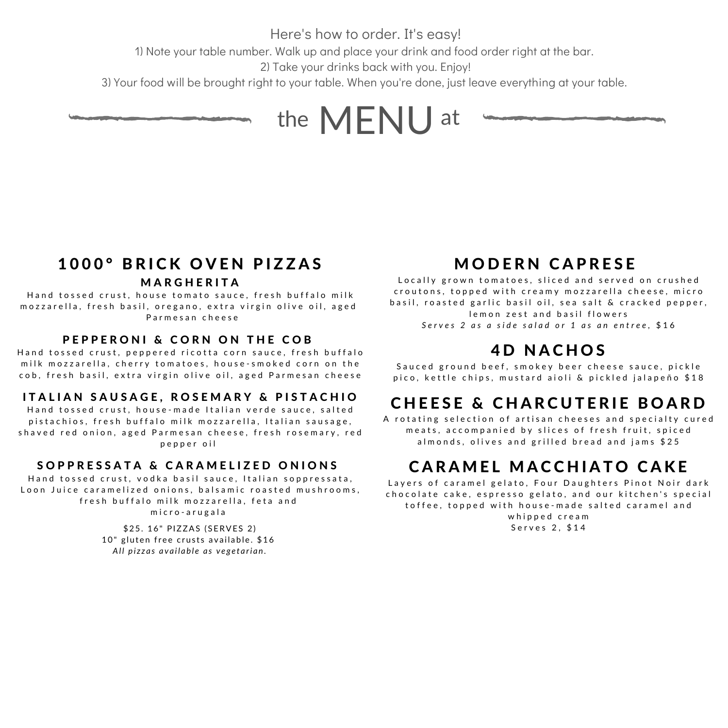Here's how to order. It's easy!

1) Note your table number. Walk up and place your drink and food order right at the bar.

2) Take your drinks back with you. Enjoy!

3) Your food will be brought right to your table. When you're done, just leave everything at your table.

# the MENU at

## 1000° BRICK OVEN PIZZAS

### MARGHERITA

Hand tossed crust, house tomato sauce, fresh buffalo milk mozzarella, fresh basil, oregano, extra virgin olive oil, aged Parmesan cheese

### PEPPERONI & CORN ON THE COB

Hand tossed crust, peppered ricotta corn sauce, fresh buffalo milk mozzarella, cherry tomatoes, house-smoked corn on the cob, fresh basil, extra virgin olive oil, aged Parmesan cheese

### ITALIAN SAUSAGE, ROSEMARY & PISTACHIO

Hand tossed crust, house-made Italian verde sauce, salted pistachios, fresh buffalo milk mozzarella, Italian sausage, shaved red onion, aged Parmesan cheese, fresh rosemary, red pepper oil

### SOPPRESSATA & CARAMELIZED ONIONS

Hand tossed crust, vodka basil sauce, Italian soppressata, Loon Juice caramelized onions, balsamic roasted mushrooms, fresh buffalo milk mozzarella, feta and micro-arugala

$25. 16" PIZZAS (SERVES 2)
10" gluten free crusts available. $16
*All pizzas available as vegetarian.*

## MODERN CAPRESE

Locally grown tomatoes, sliced and served on crushed croutons, topped with creamy mozzarella cheese, micro basil, roasted garlic basil oil, sea salt & cracked pepper, lemon zest and basil flowers
*Serves 2 as a side salad or 1 as an entree*, $16

## 4D NACHOS

Sauced ground beef, smokey beer cheese sauce, pickle pico, kettle chips, mustard aioli & pickled jalapeño $18

## CHEESE & CHARCUTERIE BOARD

A rotating selection of artisan cheeses and specialty cured meats, accompanied by slices of fresh fruit, spiced almonds, olives and grilled bread and jams $25

## CARAMEL MACCHIATO CAKE

Layers of caramel gelato, Four Daughters Pinot Noir dark chocolate cake, espresso gelato, and our kitchen's special toffee, topped with house-made salted caramel and whipped cream
Serves 2, $14